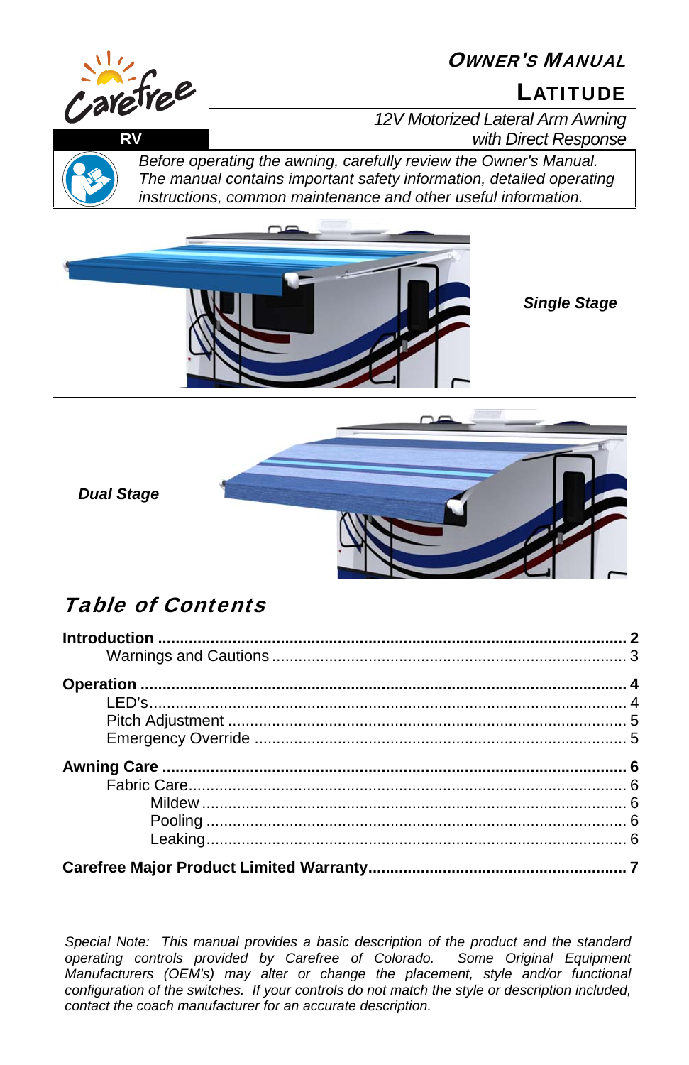Carefree RV

# OWNER'S MANUAL

## LATITUDE

*12V Motorized Lateral Arm Awning with Direct Response*

*Before operating the awning, carefully review the Owner's Manual. The manual contains important safety information, detailed operating instructions, common maintenance and other useful information.*

***Single Stage***

***Dual Stage***

## *Table of Contents*

**Introduction** .......... **2**
- Warnings and Cautions .......... 3

**Operation** .......... **4**
- LED's .......... 4
- Pitch Adjustment .......... 5
- Emergency Override .......... 5

**Awning Care** .......... **6**
- Fabric Care .......... 6
  - Mildew .......... 6
  - Pooling .......... 6
  - Leaking .......... 6

**Carefree Major Product Limited Warranty** .......... **7**

*Special Note: This manual provides a basic description of the product and the standard operating controls provided by Carefree of Colorado. Some Original Equipment Manufacturers (OEM's) may alter or change the placement, style and/or functional configuration of the switches. If your controls do not match the style or description included, contact the coach manufacturer for an accurate description.*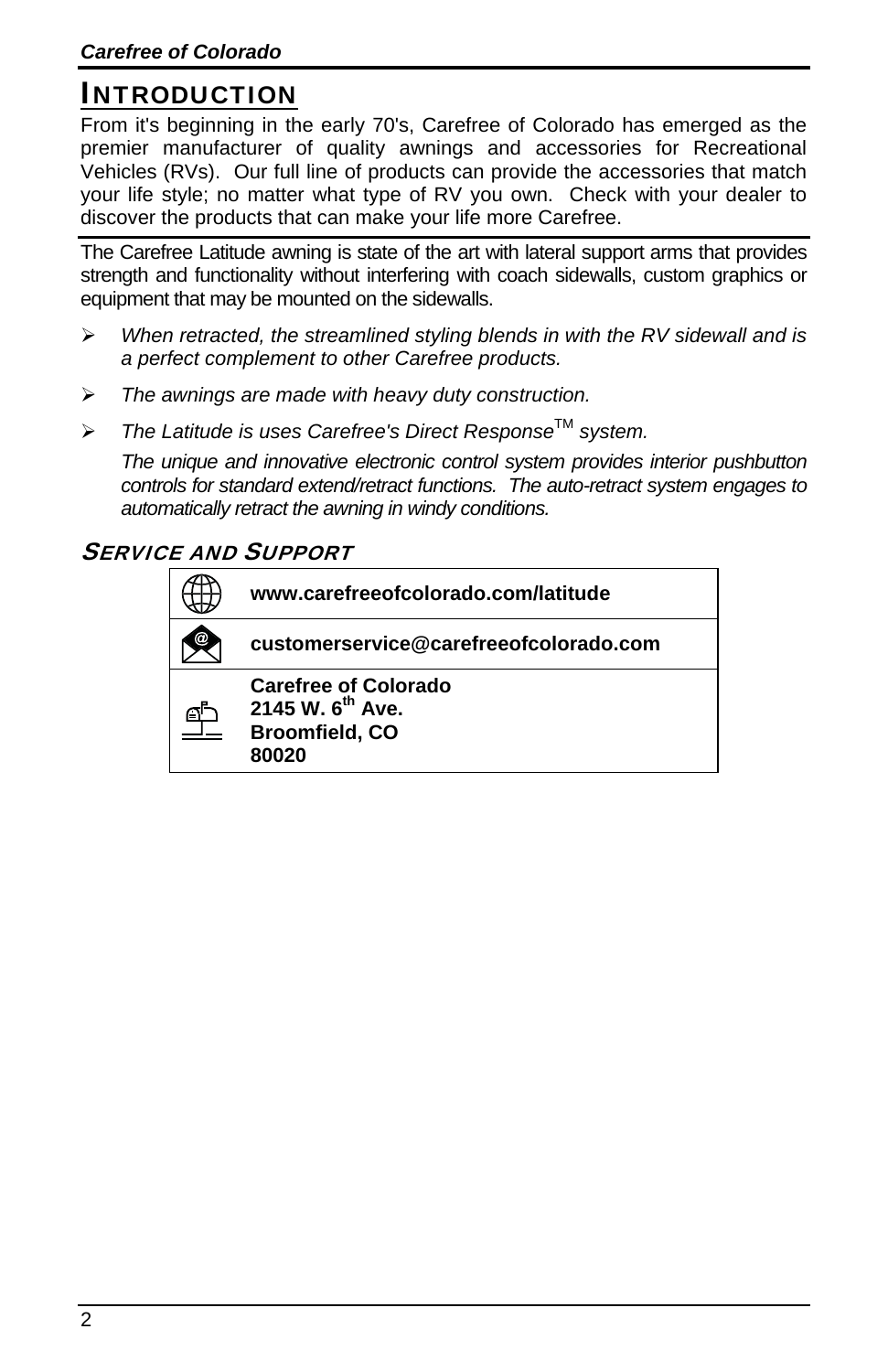# INTRODUCTION

From it's beginning in the early 70's, Carefree of Colorado has emerged as the premier manufacturer of quality awnings and accessories for Recreational Vehicles (RVs). Our full line of products can provide the accessories that match your life style; no matter what type of RV you own. Check with your dealer to discover the products that can make your life more Carefree.

The Carefree Latitude awning is state of the art with lateral support arms that provides strength and functionality without interfering with coach sidewalls, custom graphics or equipment that may be mounted on the sidewalls.

- *When retracted, the streamlined styling blends in with the RV sidewall and is a perfect complement to other Carefree products.*
- *The awnings are made with heavy duty construction.*
- *The Latitude is uses Carefree's Direct Response™ system.*

  *The unique and innovative electronic control system provides interior pushbutton controls for standard extend/retract functions. The auto-retract system engages to automatically retract the awning in windy conditions.*

## SERVICE AND SUPPORT

| | |
|---|---|
| | **www.carefreeofcolorado.com/latitude** |
| | **customerservice@carefreeofcolorado.com** |
| | **Carefree of Colorado**<br>**2145 W. 6th Ave.**<br>**Broomfield, CO**<br>**80020** |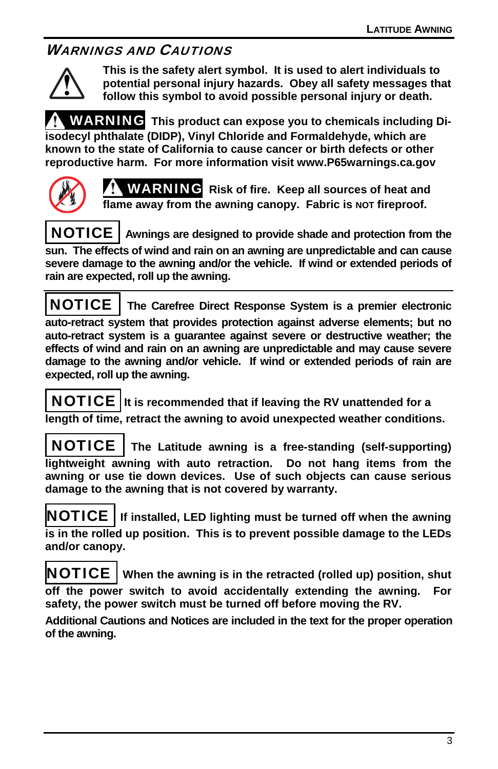## WARNINGS AND CAUTIONS

**This is the safety alert symbol. It is used to alert individuals to potential personal injury hazards. Obey all safety messages that follow this symbol to avoid possible personal injury or death.**

**WARNING** **This product can expose you to chemicals including Di-isodecyl phthalate (DIDP), Vinyl Chloride and Formaldehyde, which are known to the state of California to cause cancer or birth defects or other reproductive harm. For more information visit www.P65warnings.ca.gov**

**WARNING** **Risk of fire. Keep all sources of heat and flame away from the awning canopy. Fabric is NOT fireproof.**

**NOTICE** **Awnings are designed to provide shade and protection from the sun. The effects of wind and rain on an awning are unpredictable and can cause severe damage to the awning and/or the vehicle. If wind or extended periods of rain are expected, roll up the awning.**

---

**NOTICE** **The Carefree Direct Response System is a premier electronic auto-retract system that provides protection against adverse elements; but no auto-retract system is a guarantee against severe or destructive weather; the effects of wind and rain on an awning are unpredictable and may cause severe damage to the awning and/or vehicle. If wind or extended periods of rain are expected, roll up the awning.**

**NOTICE** **It is recommended that if leaving the RV unattended for a length of time, retract the awning to avoid unexpected weather conditions.**

**NOTICE** **The Latitude awning is a free-standing (self-supporting) lightweight awning with auto retraction. Do not hang items from the awning or use tie down devices. Use of such objects can cause serious damage to the awning that is not covered by warranty.**

**NOTICE** **If installed, LED lighting must be turned off when the awning is in the rolled up position. This is to prevent possible damage to the LEDs and/or canopy.**

**NOTICE** **When the awning is in the retracted (rolled up) position, shut off the power switch to avoid accidentally extending the awning. For safety, the power switch must be turned off before moving the RV.**

**Additional Cautions and Notices are included in the text for the proper operation of the awning.**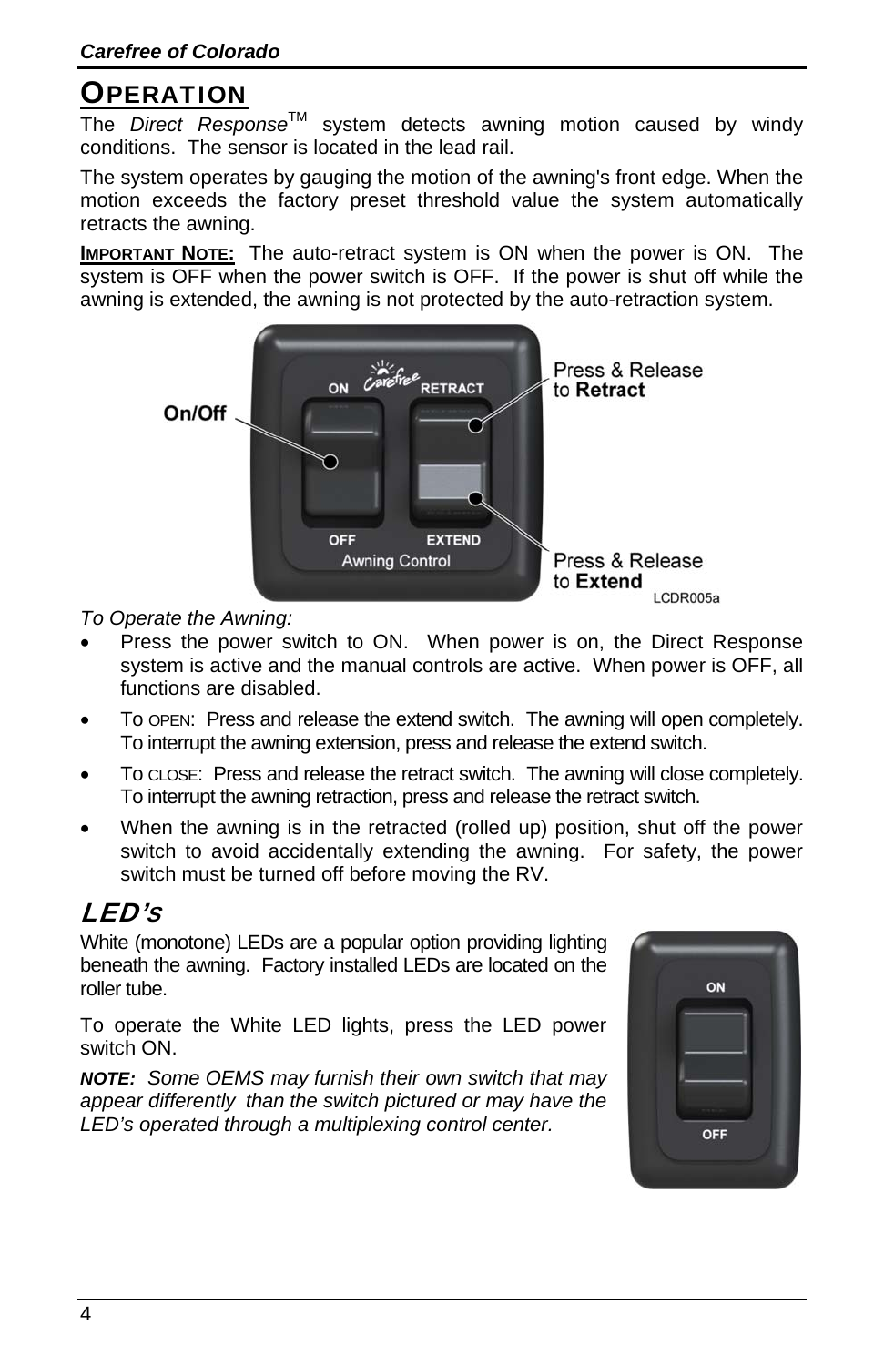## OPERATION

The *Direct Response*™ system detects awning motion caused by windy conditions. The sensor is located in the lead rail.

The system operates by gauging the motion of the awning's front edge. When the motion exceeds the factory preset threshold value the system automatically retracts the awning.

**IMPORTANT NOTE:** The auto-retract system is ON when the power is ON. The system is OFF when the power switch is OFF. If the power is shut off while the awning is extended, the awning is not protected by the auto-retraction system.

*To Operate the Awning:*

- Press the power switch to ON. When power is on, the Direct Response system is active and the manual controls are active. When power is OFF, all functions are disabled.
- To OPEN: Press and release the extend switch. The awning will open completely. To interrupt the awning extension, press and release the extend switch.
- To CLOSE: Press and release the retract switch. The awning will close completely. To interrupt the awning retraction, press and release the retract switch.
- When the awning is in the retracted (rolled up) position, shut off the power switch to avoid accidentally extending the awning. For safety, the power switch must be turned off before moving the RV.

## LED's

White (monotone) LEDs are a popular option providing lighting beneath the awning. Factory installed LEDs are located on the roller tube.

To operate the White LED lights, press the LED power switch ON.

***NOTE:*** *Some OEMS may furnish their own switch that may appear differently than the switch pictured or may have the LED's operated through a multiplexing control center.*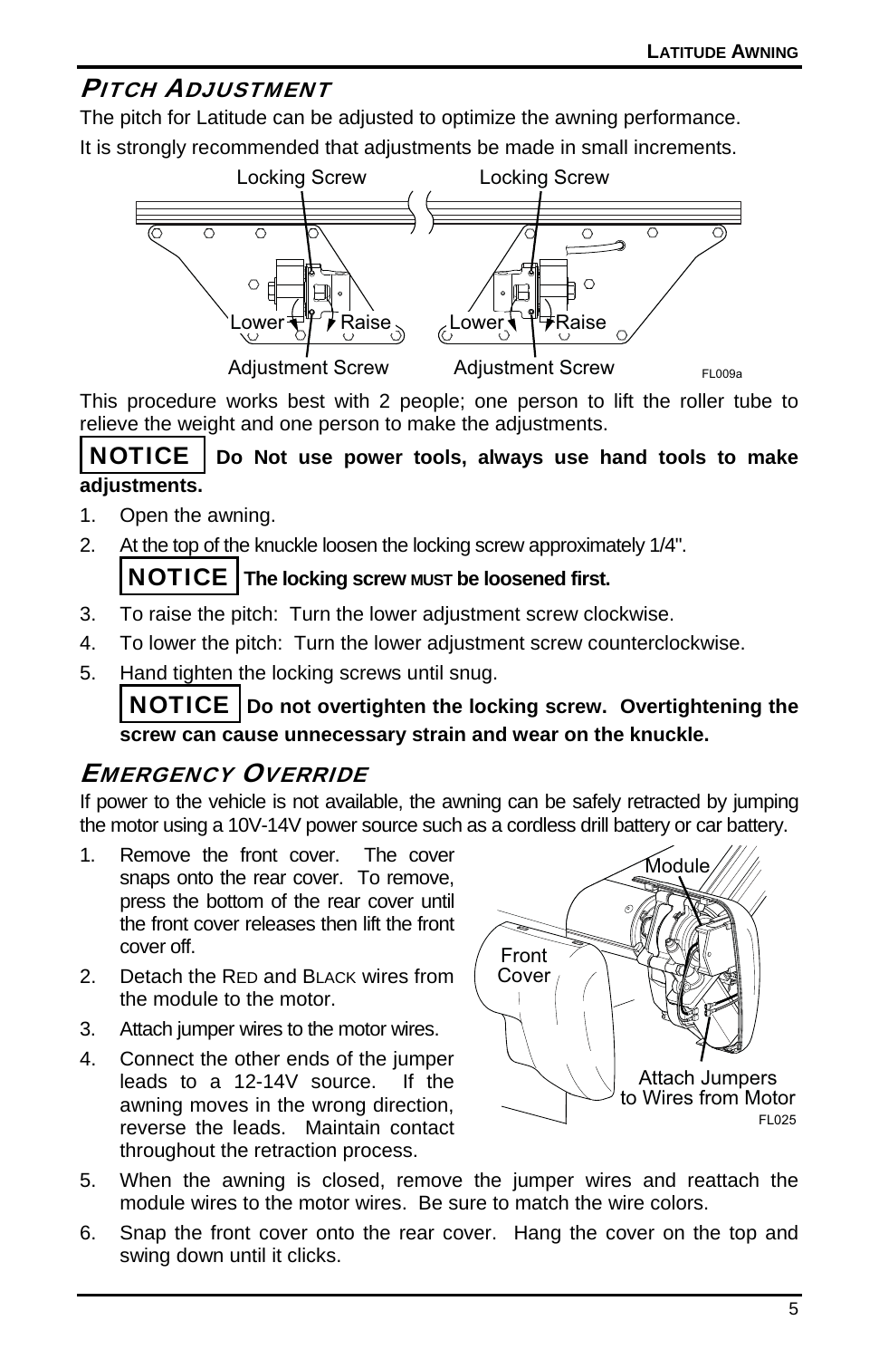## PITCH ADJUSTMENT

The pitch for Latitude can be adjusted to optimize the awning performance.

It is strongly recommended that adjustments be made in small increments.

This procedure works best with 2 people; one person to lift the roller tube to relieve the weight and one person to make the adjustments.

**NOTICE** **Do Not use power tools, always use hand tools to make adjustments.**

1. Open the awning.
2. At the top of the knuckle loosen the locking screw approximately 1/4".

   **NOTICE** **The locking screw MUST be loosened first.**
3. To raise the pitch: Turn the lower adjustment screw clockwise.
4. To lower the pitch: Turn the lower adjustment screw counterclockwise.
5. Hand tighten the locking screws until snug.

   **NOTICE** **Do not overtighten the locking screw. Overtightening the screw can cause unnecessary strain and wear on the knuckle.**

## EMERGENCY OVERRIDE

If power to the vehicle is not available, the awning can be safely retracted by jumping the motor using a 10V-14V power source such as a cordless drill battery or car battery.

1. Remove the front cover. The cover snaps onto the rear cover. To remove, press the bottom of the rear cover until the front cover releases then lift the front cover off.
2. Detach the RED and BLACK wires from the module to the motor.
3. Attach jumper wires to the motor wires.
4. Connect the other ends of the jumper leads to a 12-14V source. If the awning moves in the wrong direction, reverse the leads. Maintain contact throughout the retraction process.
5. When the awning is closed, remove the jumper wires and reattach the module wires to the motor wires. Be sure to match the wire colors.
6. Snap the front cover onto the rear cover. Hang the cover on the top and swing down until it clicks.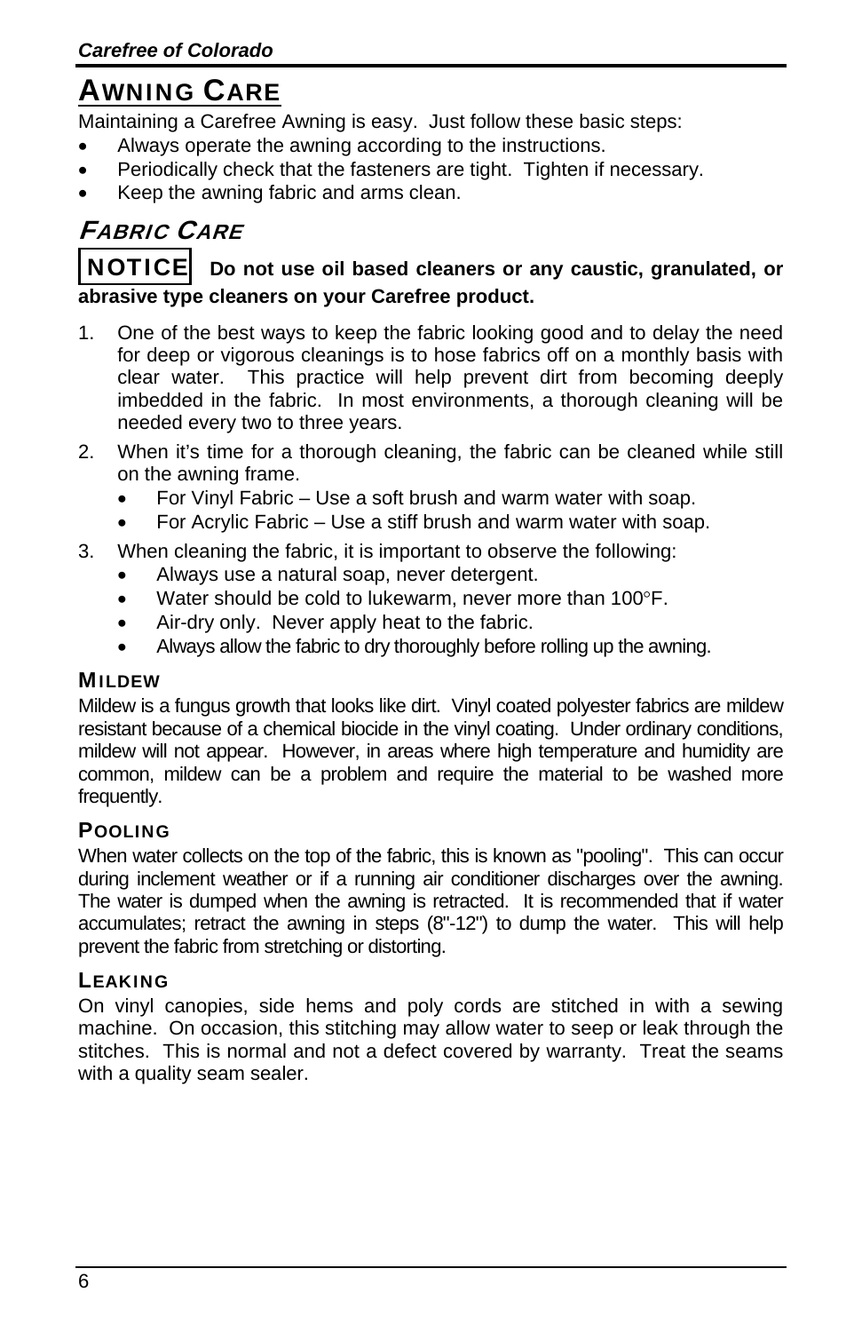# AWNING CARE

Maintaining a Carefree Awning is easy. Just follow these basic steps:

- Always operate the awning according to the instructions.
- Periodically check that the fasteners are tight. Tighten if necessary.
- Keep the awning fabric and arms clean.

## *FABRIC CARE*

**NOTICE** **Do not use oil based cleaners or any caustic, granulated, or abrasive type cleaners on your Carefree product.**

1. One of the best ways to keep the fabric looking good and to delay the need for deep or vigorous cleanings is to hose fabrics off on a monthly basis with clear water. This practice will help prevent dirt from becoming deeply imbedded in the fabric. In most environments, a thorough cleaning will be needed every two to three years.
2. When it's time for a thorough cleaning, the fabric can be cleaned while still on the awning frame.
   - For Vinyl Fabric – Use a soft brush and warm water with soap.
   - For Acrylic Fabric – Use a stiff brush and warm water with soap.
3. When cleaning the fabric, it is important to observe the following:
   - Always use a natural soap, never detergent.
   - Water should be cold to lukewarm, never more than 100°F.
   - Air-dry only. Never apply heat to the fabric.
   - Always allow the fabric to dry thoroughly before rolling up the awning.

### MILDEW

Mildew is a fungus growth that looks like dirt. Vinyl coated polyester fabrics are mildew resistant because of a chemical biocide in the vinyl coating. Under ordinary conditions, mildew will not appear. However, in areas where high temperature and humidity are common, mildew can be a problem and require the material to be washed more frequently.

### POOLING

When water collects on the top of the fabric, this is known as "pooling". This can occur during inclement weather or if a running air conditioner discharges over the awning. The water is dumped when the awning is retracted. It is recommended that if water accumulates; retract the awning in steps (8"-12") to dump the water. This will help prevent the fabric from stretching or distorting.

### LEAKING

On vinyl canopies, side hems and poly cords are stitched in with a sewing machine. On occasion, this stitching may allow water to seep or leak through the stitches. This is normal and not a defect covered by warranty. Treat the seams with a quality seam sealer.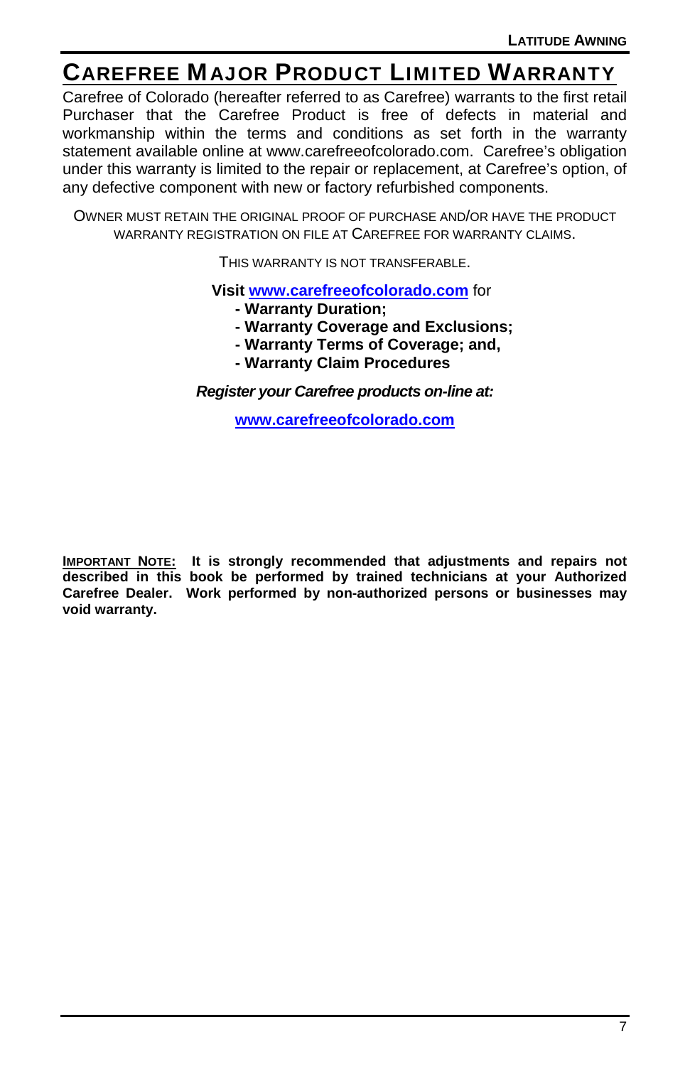# CAREFREE MAJOR PRODUCT LIMITED WARRANTY

Carefree of Colorado (hereafter referred to as Carefree) warrants to the first retail Purchaser that the Carefree Product is free of defects in material and workmanship within the terms and conditions as set forth in the warranty statement available online at www.carefreeofcolorado.com. Carefree's obligation under this warranty is limited to the repair or replacement, at Carefree's option, of any defective component with new or factory refurbished components.

OWNER MUST RETAIN THE ORIGINAL PROOF OF PURCHASE AND/OR HAVE THE PRODUCT WARRANTY REGISTRATION ON FILE AT CAREFREE FOR WARRANTY CLAIMS.

THIS WARRANTY IS NOT TRANSFERABLE.

**Visit [www.carefreeofcolorado.com](http://www.carefreeofcolorado.com)** for

- **Warranty Duration;**
- **Warranty Coverage and Exclusions;**
- **Warranty Terms of Coverage; and,**
- **Warranty Claim Procedures**

***Register your Carefree products on-line at:***

**[www.carefreeofcolorado.com](http://www.carefreeofcolorado.com)**

**IMPORTANT NOTE: It is strongly recommended that adjustments and repairs not described in this book be performed by trained technicians at your Authorized Carefree Dealer. Work performed by non-authorized persons or businesses may void warranty.**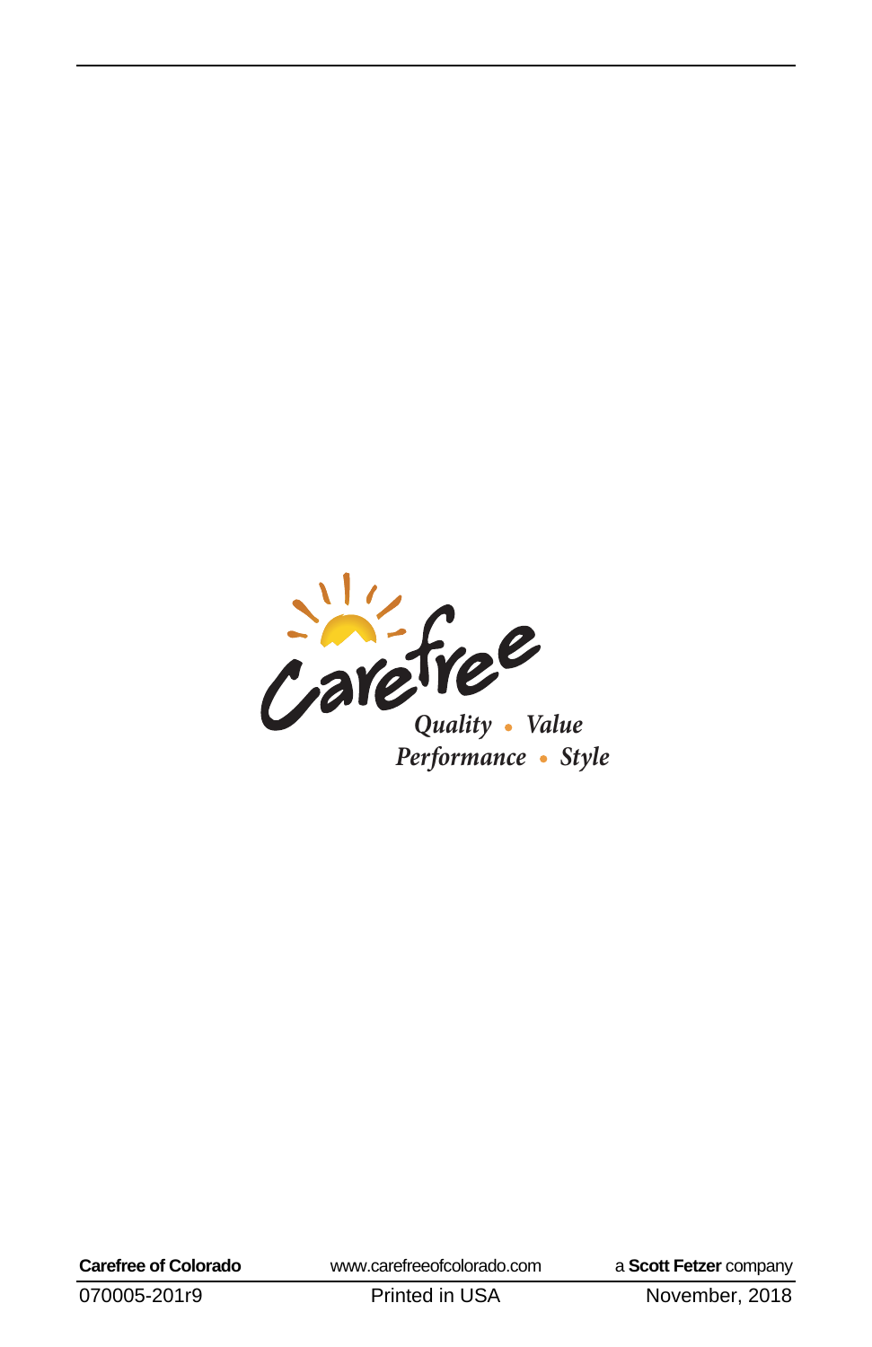Carefree

*Quality • Value*
*Performance • Style*

**Carefree of Colorado** www.carefreeofcolorado.com a **Scott Fetzer** company

070005-201r9 Printed in USA November, 2018